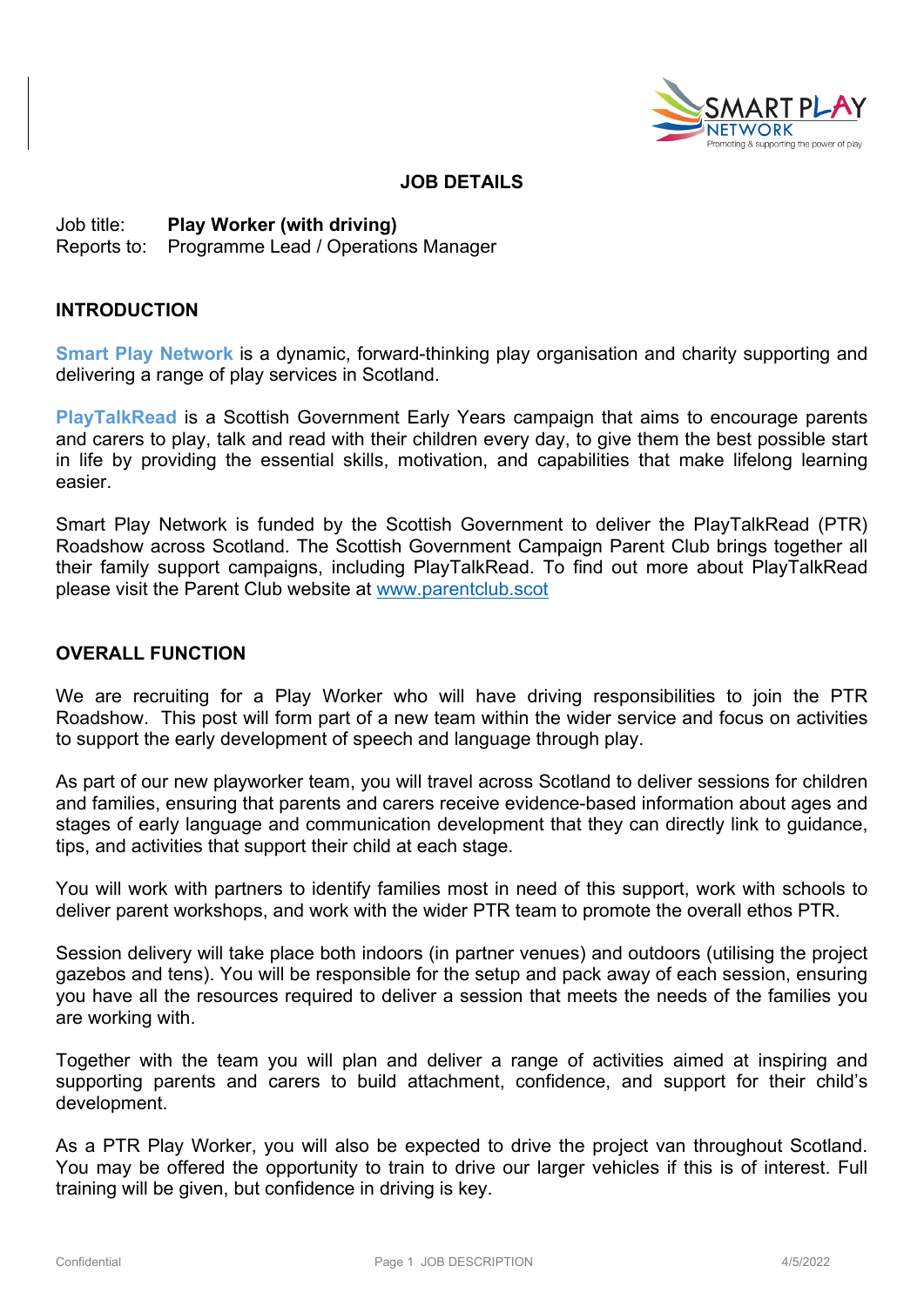## JOB DETAILS

Job title: **Play Worker (with driving)**
Reports to: Programme Lead / Operations Manager

## INTRODUCTION

**Smart Play Network** is a dynamic, forward-thinking play organisation and charity supporting and delivering a range of play services in Scotland.

**PlayTalkRead** is a Scottish Government Early Years campaign that aims to encourage parents and carers to play, talk and read with their children every day, to give them the best possible start in life by providing the essential skills, motivation, and capabilities that make lifelong learning easier.

Smart Play Network is funded by the Scottish Government to deliver the PlayTalkRead (PTR) Roadshow across Scotland. The Scottish Government Campaign Parent Club brings together all their family support campaigns, including PlayTalkRead. To find out more about PlayTalkRead please visit the Parent Club website at www.parentclub.scot

## OVERALL FUNCTION

We are recruiting for a Play Worker who will have driving responsibilities to join the PTR Roadshow. This post will form part of a new team within the wider service and focus on activities to support the early development of speech and language through play.

As part of our new playworker team, you will travel across Scotland to deliver sessions for children and families, ensuring that parents and carers receive evidence-based information about ages and stages of early language and communication development that they can directly link to guidance, tips, and activities that support their child at each stage.

You will work with partners to identify families most in need of this support, work with schools to deliver parent workshops, and work with the wider PTR team to promote the overall ethos PTR.

Session delivery will take place both indoors (in partner venues) and outdoors (utilising the project gazebos and tens). You will be responsible for the setup and pack away of each session, ensuring you have all the resources required to deliver a session that meets the needs of the families you are working with.

Together with the team you will plan and deliver a range of activities aimed at inspiring and supporting parents and carers to build attachment, confidence, and support for their child's development.

As a PTR Play Worker, you will also be expected to drive the project van throughout Scotland. You may be offered the opportunity to train to drive our larger vehicles if this is of interest. Full training will be given, but confidence in driving is key.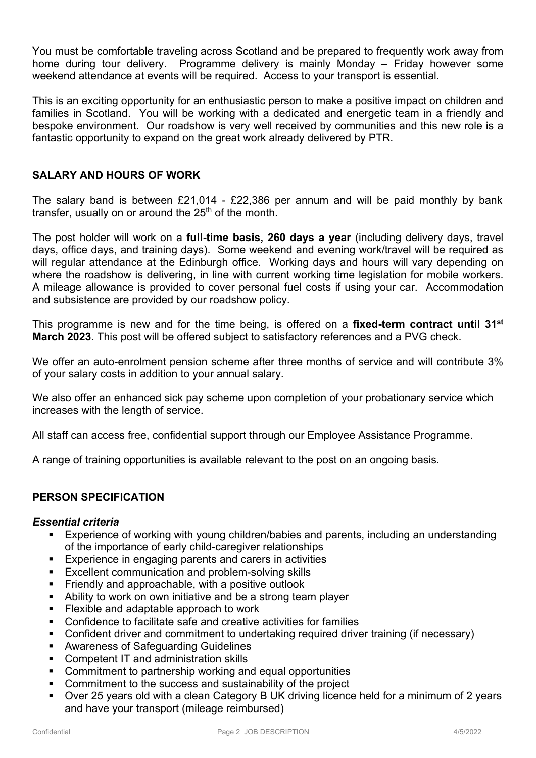You must be comfortable traveling across Scotland and be prepared to frequently work away from home during tour delivery. Programme delivery is mainly Monday – Friday however some weekend attendance at events will be required. Access to your transport is essential.

This is an exciting opportunity for an enthusiastic person to make a positive impact on children and families in Scotland. You will be working with a dedicated and energetic team in a friendly and bespoke environment. Our roadshow is very well received by communities and this new role is a fantastic opportunity to expand on the great work already delivered by PTR.

## SALARY AND HOURS OF WORK

The salary band is between £21,014 - £22,386 per annum and will be paid monthly by bank transfer, usually on or around the 25th of the month.

The post holder will work on a **full-time basis, 260 days a year** (including delivery days, travel days, office days, and training days). Some weekend and evening work/travel will be required as will regular attendance at the Edinburgh office. Working days and hours will vary depending on where the roadshow is delivering, in line with current working time legislation for mobile workers. A mileage allowance is provided to cover personal fuel costs if using your car. Accommodation and subsistence are provided by our roadshow policy.

This programme is new and for the time being, is offered on a **fixed-term contract until 31st March 2023.** This post will be offered subject to satisfactory references and a PVG check.

We offer an auto-enrolment pension scheme after three months of service and will contribute 3% of your salary costs in addition to your annual salary.

We also offer an enhanced sick pay scheme upon completion of your probationary service which increases with the length of service.

All staff can access free, confidential support through our Employee Assistance Programme.

A range of training opportunities is available relevant to the post on an ongoing basis.

## PERSON SPECIFICATION

### *Essential criteria*

- Experience of working with young children/babies and parents, including an understanding of the importance of early child-caregiver relationships
- Experience in engaging parents and carers in activities
- Excellent communication and problem-solving skills
- Friendly and approachable, with a positive outlook
- Ability to work on own initiative and be a strong team player
- Flexible and adaptable approach to work
- Confidence to facilitate safe and creative activities for families
- Confident driver and commitment to undertaking required driver training (if necessary)
- Awareness of Safeguarding Guidelines
- Competent IT and administration skills
- Commitment to partnership working and equal opportunities
- Commitment to the success and sustainability of the project
- Over 25 years old with a clean Category B UK driving licence held for a minimum of 2 years and have your transport (mileage reimbursed)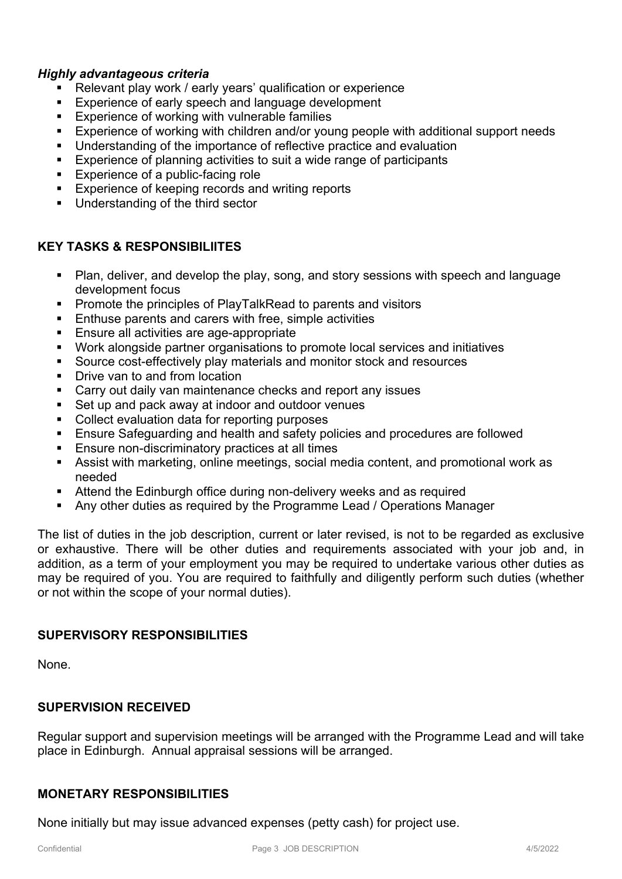***Highly advantageous criteria***

- Relevant play work / early years' qualification or experience
- Experience of early speech and language development
- Experience of working with vulnerable families
- Experience of working with children and/or young people with additional support needs
- Understanding of the importance of reflective practice and evaluation
- Experience of planning activities to suit a wide range of participants
- Experience of a public-facing role
- Experience of keeping records and writing reports
- Understanding of the third sector

## KEY TASKS & RESPONSIBILIITES

- Plan, deliver, and develop the play, song, and story sessions with speech and language development focus
- Promote the principles of PlayTalkRead to parents and visitors
- Enthuse parents and carers with free, simple activities
- Ensure all activities are age-appropriate
- Work alongside partner organisations to promote local services and initiatives
- Source cost-effectively play materials and monitor stock and resources
- Drive van to and from location
- Carry out daily van maintenance checks and report any issues
- Set up and pack away at indoor and outdoor venues
- Collect evaluation data for reporting purposes
- Ensure Safeguarding and health and safety policies and procedures are followed
- Ensure non-discriminatory practices at all times
- Assist with marketing, online meetings, social media content, and promotional work as needed
- Attend the Edinburgh office during non-delivery weeks and as required
- Any other duties as required by the Programme Lead / Operations Manager

The list of duties in the job description, current or later revised, is not to be regarded as exclusive or exhaustive. There will be other duties and requirements associated with your job and, in addition, as a term of your employment you may be required to undertake various other duties as may be required of you. You are required to faithfully and diligently perform such duties (whether or not within the scope of your normal duties).

## SUPERVISORY RESPONSIBILITIES

None.

## SUPERVISION RECEIVED

Regular support and supervision meetings will be arranged with the Programme Lead and will take place in Edinburgh. Annual appraisal sessions will be arranged.

## MONETARY RESPONSIBILITIES

None initially but may issue advanced expenses (petty cash) for project use.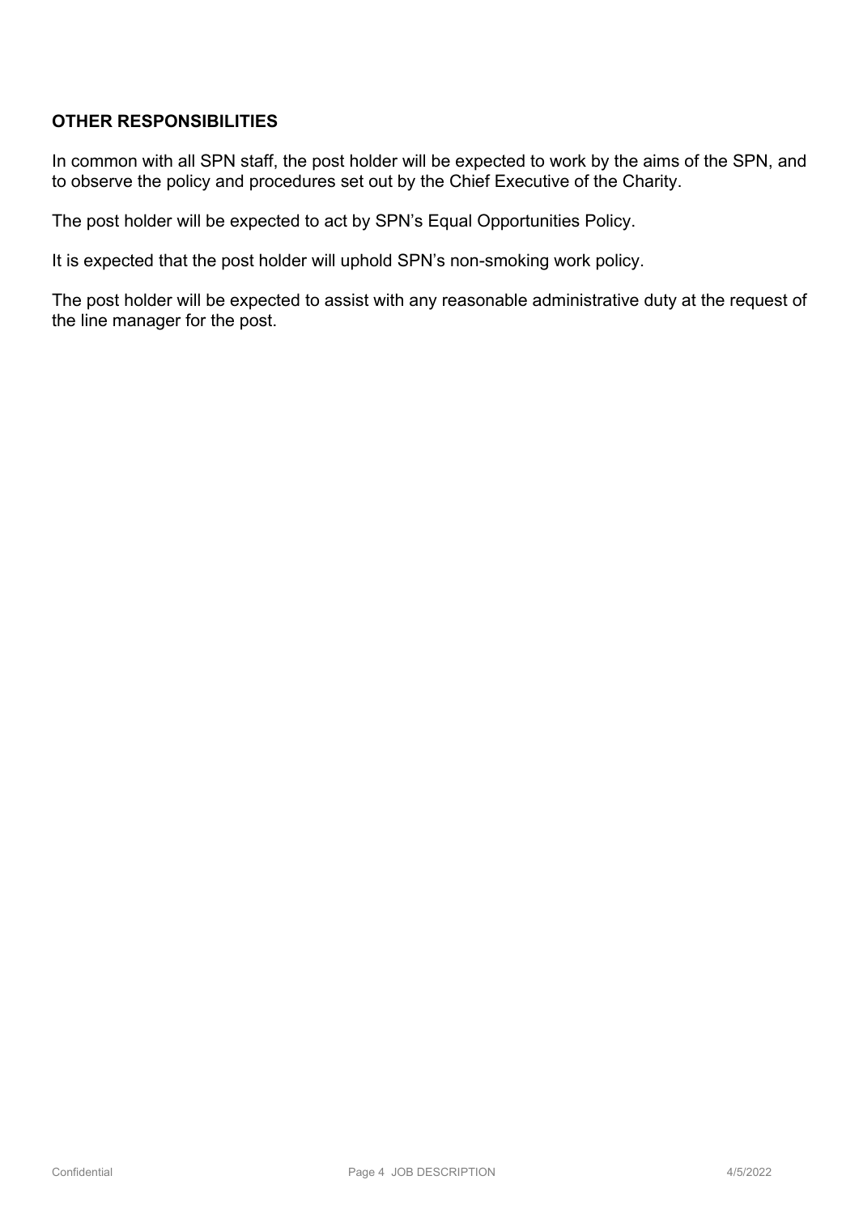**OTHER RESPONSIBILITIES**

In common with all SPN staff, the post holder will be expected to work by the aims of the SPN, and to observe the policy and procedures set out by the Chief Executive of the Charity.

The post holder will be expected to act by SPN's Equal Opportunities Policy.

It is expected that the post holder will uphold SPN's non-smoking work policy.

The post holder will be expected to assist with any reasonable administrative duty at the request of the line manager for the post.